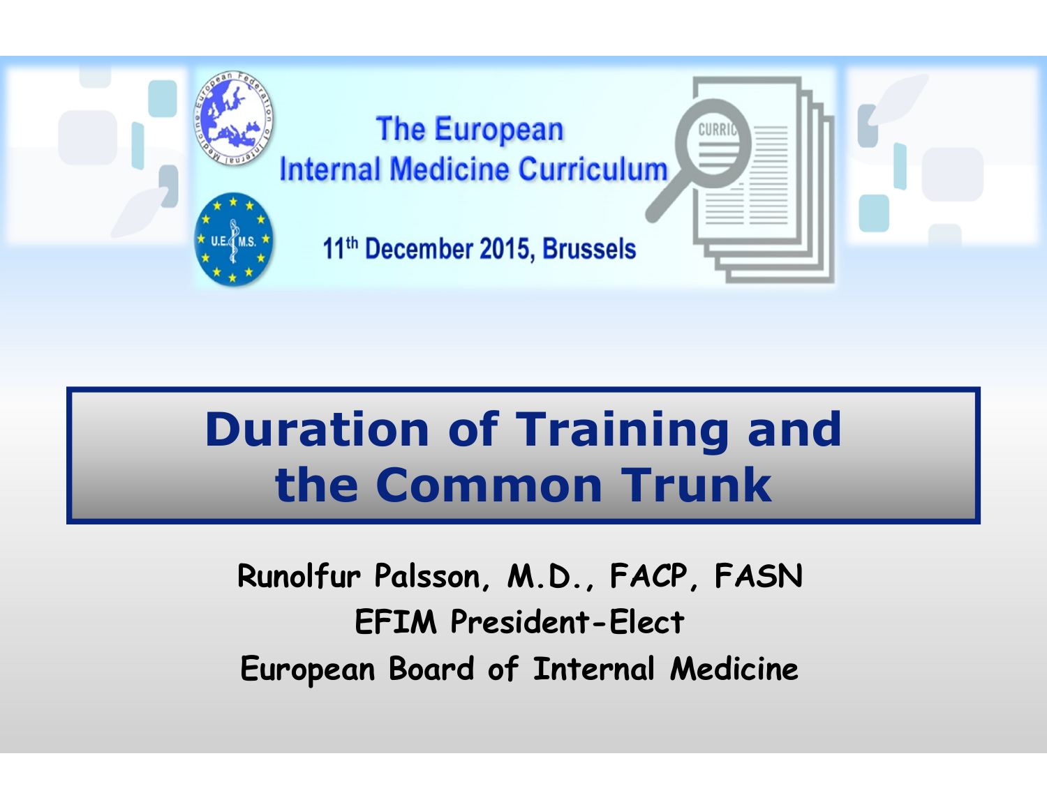The European Internal Medicine Curriculum

11th December 2015, Brussels

# Duration of Training and the Common Trunk

**Runolfur Palsson, M.D., FACP, FASN**

**EFIM President-Elect**

**European Board of Internal Medicine**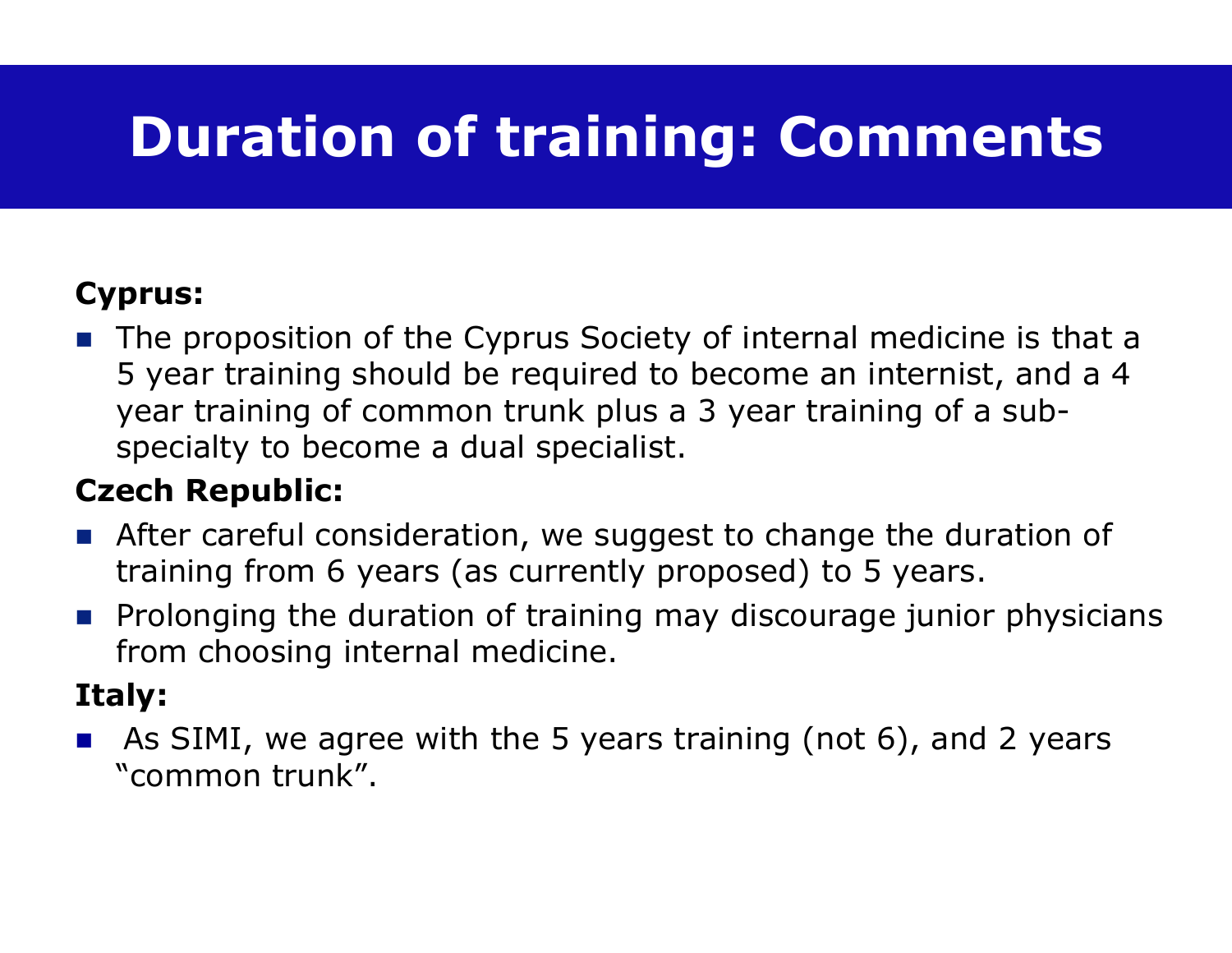# Duration of training: Comments

**Cyprus:**

- The proposition of the Cyprus Society of internal medicine is that a 5 year training should be required to become an internist, and a 4 year training of common trunk plus a 3 year training of a sub-specialty to become a dual specialist.

**Czech Republic:**

- After careful consideration, we suggest to change the duration of training from 6 years (as currently proposed) to 5 years.
- Prolonging the duration of training may discourage junior physicians from choosing internal medicine.

**Italy:**

- As SIMI, we agree with the 5 years training (not 6), and 2 years "common trunk".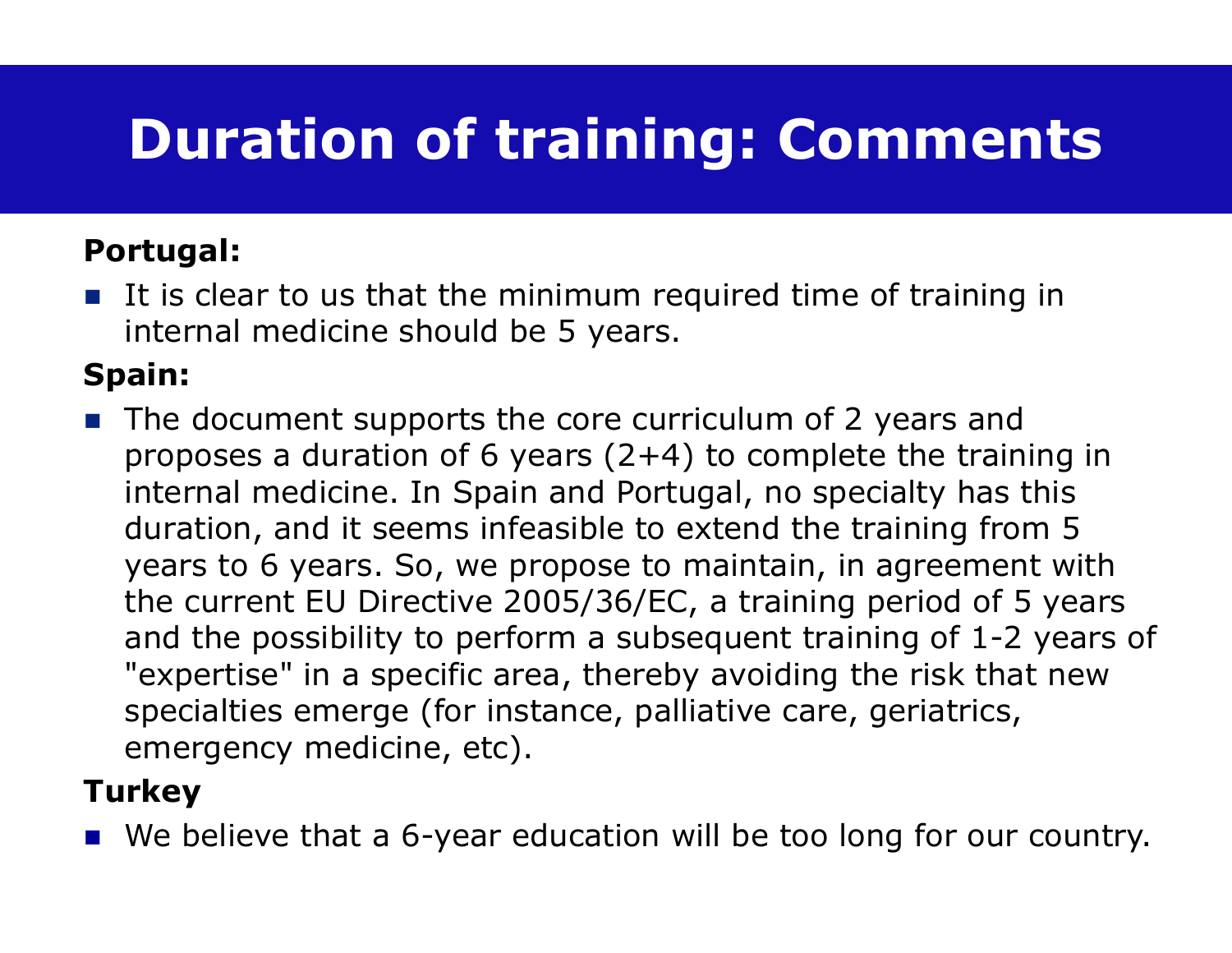# Duration of training: Comments

**Portugal:**

- It is clear to us that the minimum required time of training in internal medicine should be 5 years.

**Spain:**

- The document supports the core curriculum of 2 years and proposes a duration of 6 years (2+4) to complete the training in internal medicine. In Spain and Portugal, no specialty has this duration, and it seems infeasible to extend the training from 5 years to 6 years. So, we propose to maintain, in agreement with the current EU Directive 2005/36/EC, a training period of 5 years and the possibility to perform a subsequent training of 1-2 years of "expertise" in a specific area, thereby avoiding the risk that new specialties emerge (for instance, palliative care, geriatrics, emergency medicine, etc).

**Turkey**

- We believe that a 6-year education will be too long for our country.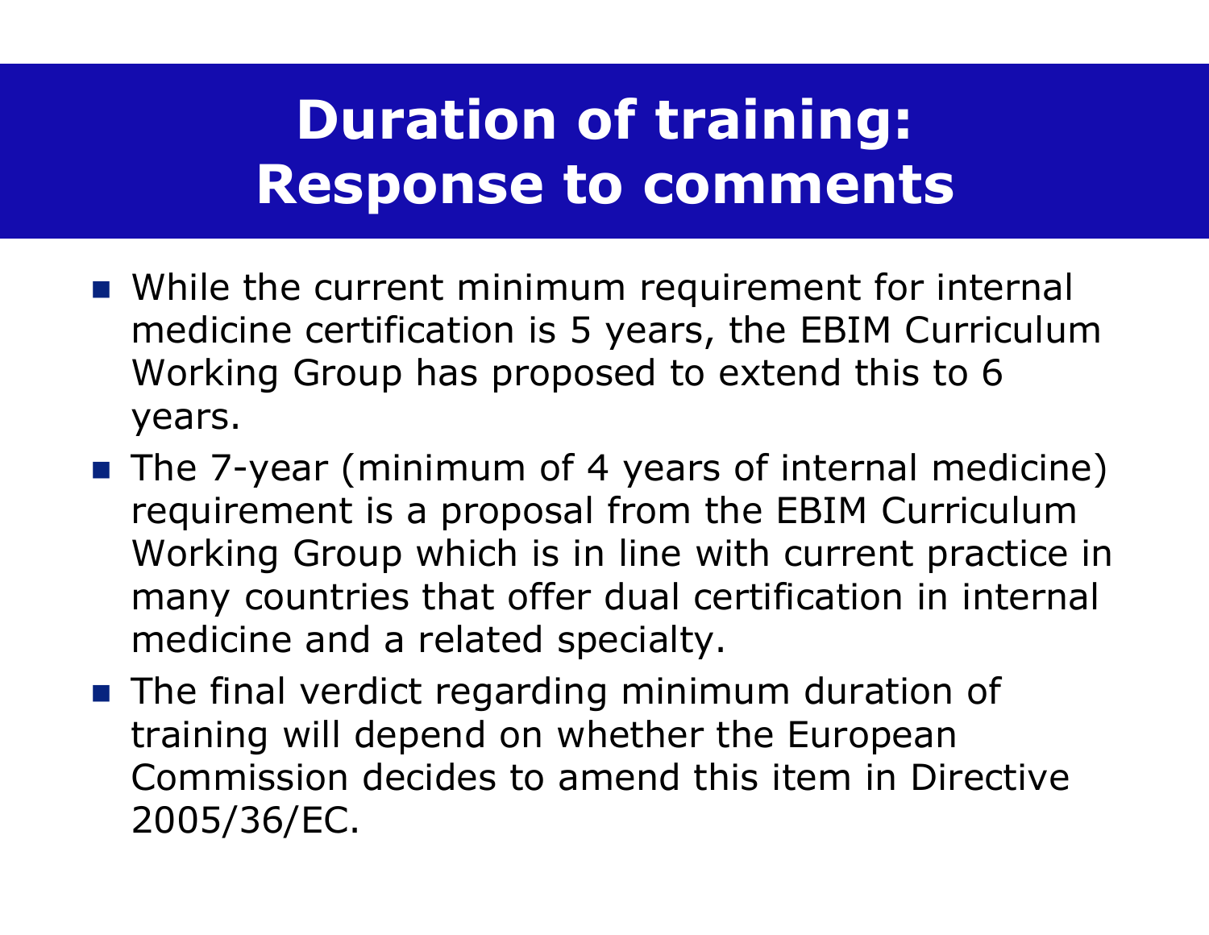# Duration of training: Response to comments

- While the current minimum requirement for internal medicine certification is 5 years, the EBIM Curriculum Working Group has proposed to extend this to 6 years.
- The 7-year (minimum of 4 years of internal medicine) requirement is a proposal from the EBIM Curriculum Working Group which is in line with current practice in many countries that offer dual certification in internal medicine and a related specialty.
- The final verdict regarding minimum duration of training will depend on whether the European Commission decides to amend this item in Directive 2005/36/EC.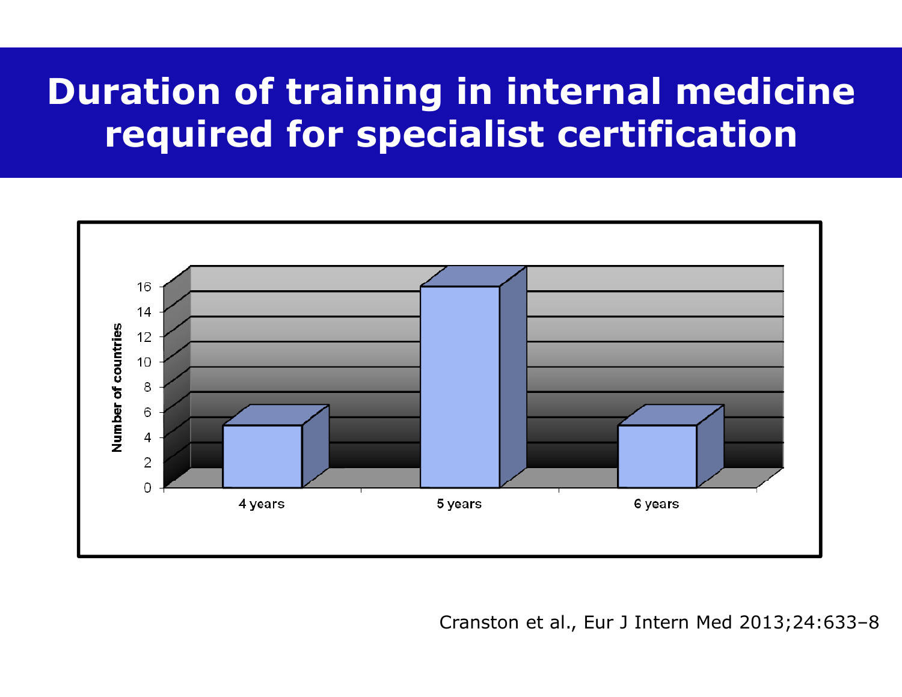# Duration of training in internal medicine required for specialist certification

| Duration | Number of countries |
|---|---|
| 4 years | 5 |
| 5 years | 16 |
| 6 years | 5 |

Cranston et al., Eur J Intern Med 2013;24:633–8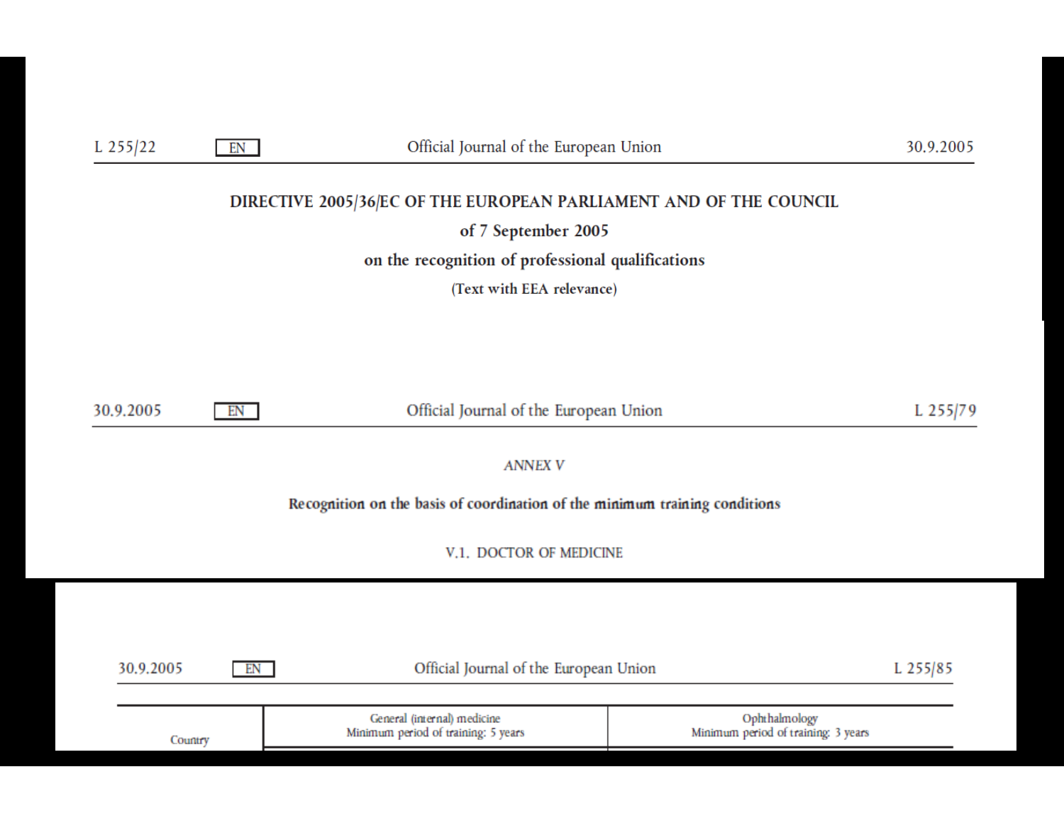# DIRECTIVE 2005/36/EC OF THE EUROPEAN PARLIAMENT AND OF THE COUNCIL

**of 7 September 2005**

**on the recognition of professional qualifications**

**(Text with EEA relevance)**

*ANNEX V*

## Recognition on the basis of coordination of the minimum training conditions

### V.1. DOCTOR OF MEDICINE

| Country | General (internal) medicine<br>Minimum period of training: 5 years | Ophthalmology<br>Minimum period of training: 3 years |
|---|---|---|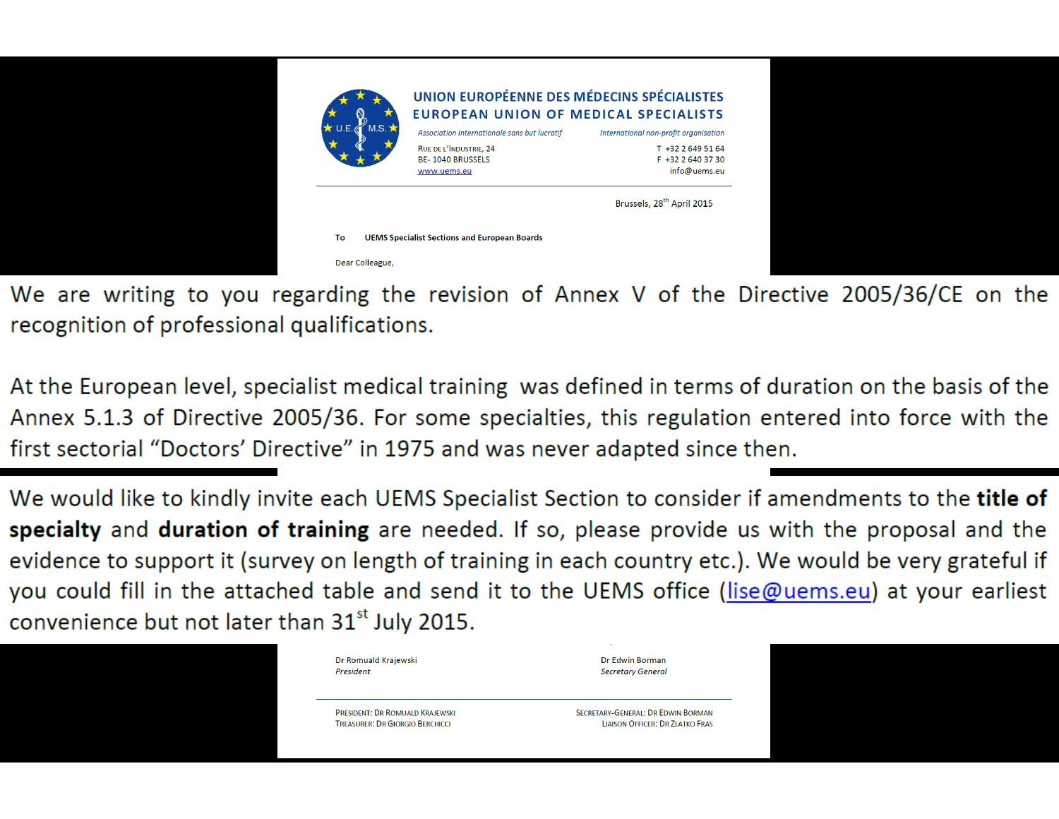**UNION EUROPÉENNE DES MÉDECINS SPÉCIALISTES**
**EUROPEAN UNION OF MEDICAL SPECIALISTS**

*Association internationale sans but lucratif* — *International non-profit organisation*

RUE DE L'INDUSTRIE, 24
BE- 1040 BRUSSELS
www.uems.eu

T +32 2 649 51 64
F +32 2 640 37 30
info@uems.eu

Brussels, 28th April 2015

To UEMS Specialist Sections and European Boards

Dear Colleague,

We are writing to you regarding the revision of Annex V of the Directive 2005/36/CE on the recognition of professional qualifications.

At the European level, specialist medical training was defined in terms of duration on the basis of the Annex 5.1.3 of Directive 2005/36. For some specialties, this regulation entered into force with the first sectorial "Doctors' Directive" in 1975 and was never adapted since then.

We would like to kindly invite each UEMS Specialist Section to consider if amendments to the **title of specialty** and **duration of training** are needed. If so, please provide us with the proposal and the evidence to support it (survey on length of training in each country etc.). We would be very grateful if you could fill in the attached table and send it to the UEMS office (lise@uems.eu) at your earliest convenience but not later than 31st July 2015.

Dr Romuald Krajewski
*President*

Dr Edwin Borman
*Secretary General*

PRESIDENT: DR ROMUALD KRAJEWSKI
TREASURER: DR GIORGIO BERCHICCI

SECRETARY-GENERAL: DR EDWIN BORMAN
LIAISON OFFICER: DR ZLATKO FRAS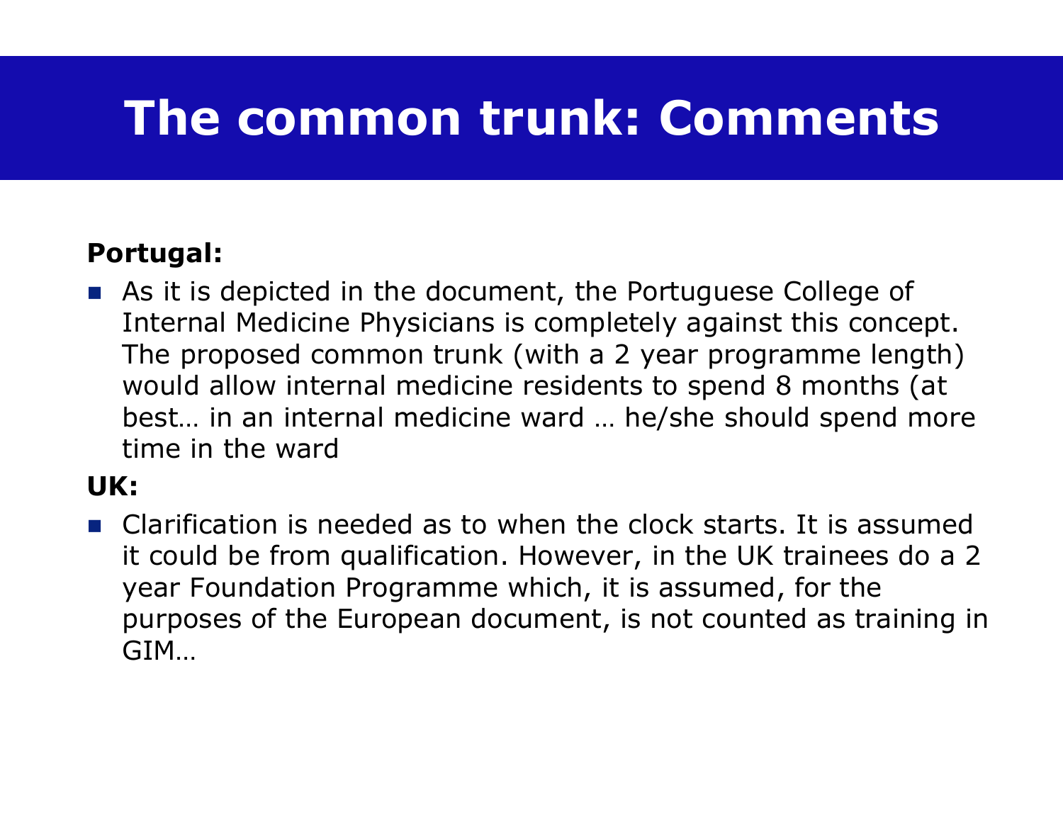# The common trunk: Comments

**Portugal:**

- As it is depicted in the document, the Portuguese College of Internal Medicine Physicians is completely against this concept. The proposed common trunk (with a 2 year programme length) would allow internal medicine residents to spend 8 months (at best… in an internal medicine ward … he/she should spend more time in the ward

**UK:**

- Clarification is needed as to when the clock starts. It is assumed it could be from qualification. However, in the UK trainees do a 2 year Foundation Programme which, it is assumed, for the purposes of the European document, is not counted as training in GIM…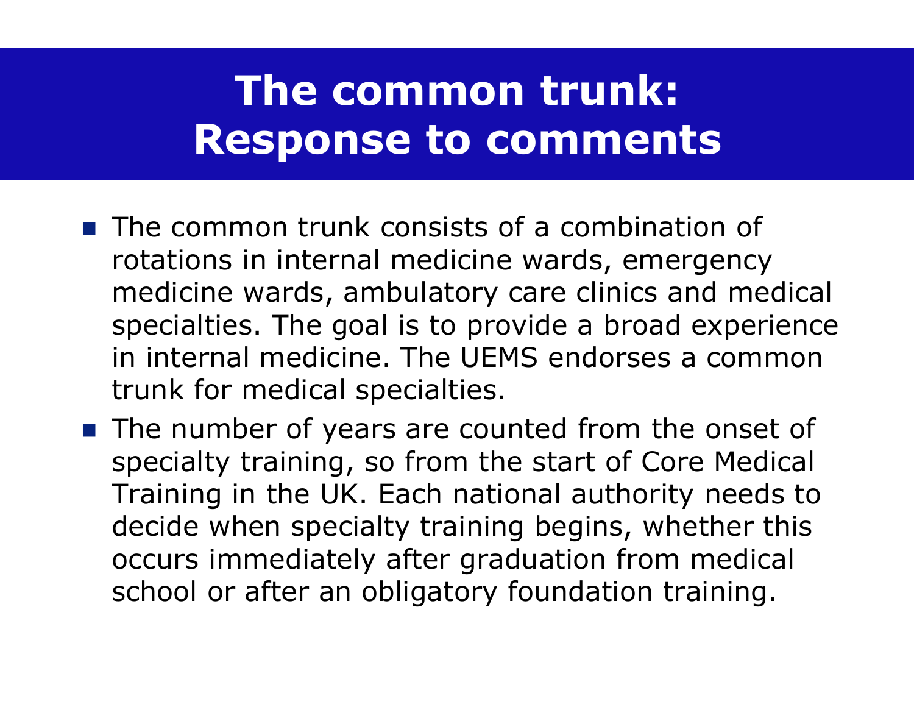# The common trunk: Response to comments

- The common trunk consists of a combination of rotations in internal medicine wards, emergency medicine wards, ambulatory care clinics and medical specialties. The goal is to provide a broad experience in internal medicine. The UEMS endorses a common trunk for medical specialties.
- The number of years are counted from the onset of specialty training, so from the start of Core Medical Training in the UK. Each national authority needs to decide when specialty training begins, whether this occurs immediately after graduation from medical school or after an obligatory foundation training.